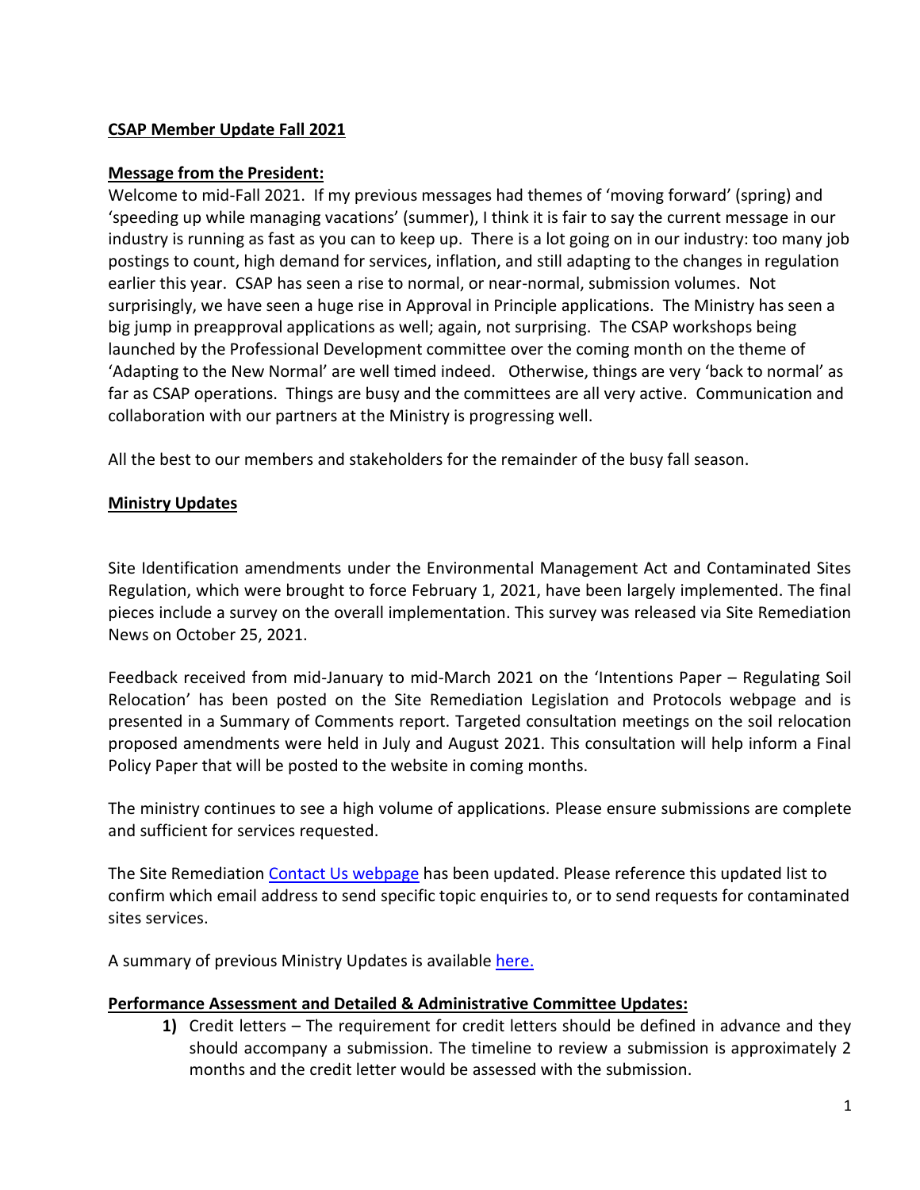# CSAP Member Update Fall 2021

## Message from the President:

Welcome to mid-Fall 2021. If my previous messages had themes of 'moving forward' (spring) and 'speeding up while managing vacations' (summer), I think it is fair to say the current message in our industry is running as fast as you can to keep up. There is a lot going on in our industry: too many job postings to count, high demand for services, inflation, and still adapting to the changes in regulation earlier this year. CSAP has seen a rise to normal, or near-normal, submission volumes. Not surprisingly, we have seen a huge rise in Approval in Principle applications. The Ministry has seen a big jump in preapproval applications as well; again, not surprising. The CSAP workshops being launched by the Professional Development committee over the coming month on the theme of 'Adapting to the New Normal' are well timed indeed. Otherwise, things are very 'back to normal' as far as CSAP operations. Things are busy and the committees are all very active. Communication and collaboration with our partners at the Ministry is progressing well.

All the best to our members and stakeholders for the remainder of the busy fall season.

## Ministry Updates

Site Identification amendments under the Environmental Management Act and Contaminated Sites Regulation, which were brought to force February 1, 2021, have been largely implemented. The final pieces include a survey on the overall implementation. This survey was released via Site Remediation News on October 25, 2021.

Feedback received from mid-January to mid-March 2021 on the 'Intentions Paper – Regulating Soil Relocation' has been posted on the Site Remediation Legislation and Protocols webpage and is presented in a Summary of Comments report. Targeted consultation meetings on the soil relocation proposed amendments were held in July and August 2021. This consultation will help inform a Final Policy Paper that will be posted to the website in coming months.

The ministry continues to see a high volume of applications. Please ensure submissions are complete and sufficient for services requested.

The Site Remediation Contact Us webpage has been updated. Please reference this updated list to confirm which email address to send specific topic enquiries to, or to send requests for contaminated sites services.

A summary of previous Ministry Updates is available here.

## Performance Assessment and Detailed & Administrative Committee Updates:

1) Credit letters – The requirement for credit letters should be defined in advance and they should accompany a submission. The timeline to review a submission is approximately 2 months and the credit letter would be assessed with the submission.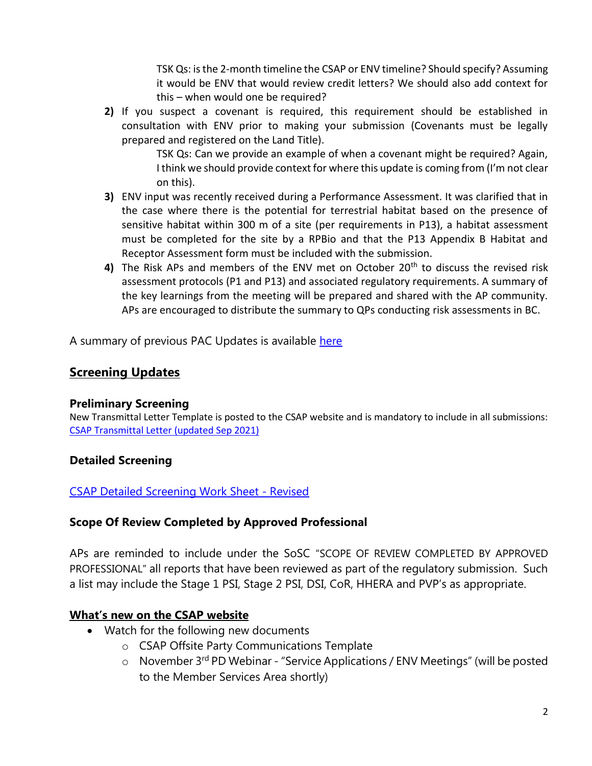TSK Qs: is the 2-month timeline the CSAP or ENV timeline? Should specify? Assuming it would be ENV that would review credit letters? We should also add context for this – when would one be required?

2) If you suspect a covenant is required, this requirement should be established in consultation with ENV prior to making your submission (Covenants must be legally prepared and registered on the Land Title).

   TSK Qs: Can we provide an example of when a covenant might be required? Again, I think we should provide context for where this update is coming from (I'm not clear on this).

3) ENV input was recently received during a Performance Assessment. It was clarified that in the case where there is the potential for terrestrial habitat based on the presence of sensitive habitat within 300 m of a site (per requirements in P13), a habitat assessment must be completed for the site by a RPBio and that the P13 Appendix B Habitat and Receptor Assessment form must be included with the submission.

4) The Risk APs and members of the ENV met on October 20th to discuss the revised risk assessment protocols (P1 and P13) and associated regulatory requirements. A summary of the key learnings from the meeting will be prepared and shared with the AP community. APs are encouraged to distribute the summary to QPs conducting risk assessments in BC.

A summary of previous PAC Updates is available [here]

## Screening Updates

### Preliminary Screening

New Transmittal Letter Template is posted to the CSAP website and is mandatory to include in all submissions: [CSAP Transmittal Letter (updated Sep 2021)]

### Detailed Screening

[CSAP Detailed Screening Work Sheet - Revised]

### Scope Of Review Completed by Approved Professional

APs are reminded to include under the SoSC "SCOPE OF REVIEW COMPLETED BY APPROVED PROFESSIONAL" all reports that have been reviewed as part of the regulatory submission. Such a list may include the Stage 1 PSI, Stage 2 PSI, DSI, CoR, HHERA and PVP's as appropriate.

## What's new on the CSAP website

- Watch for the following new documents
  - CSAP Offsite Party Communications Template
  - November 3rd PD Webinar - "Service Applications / ENV Meetings" (will be posted to the Member Services Area shortly)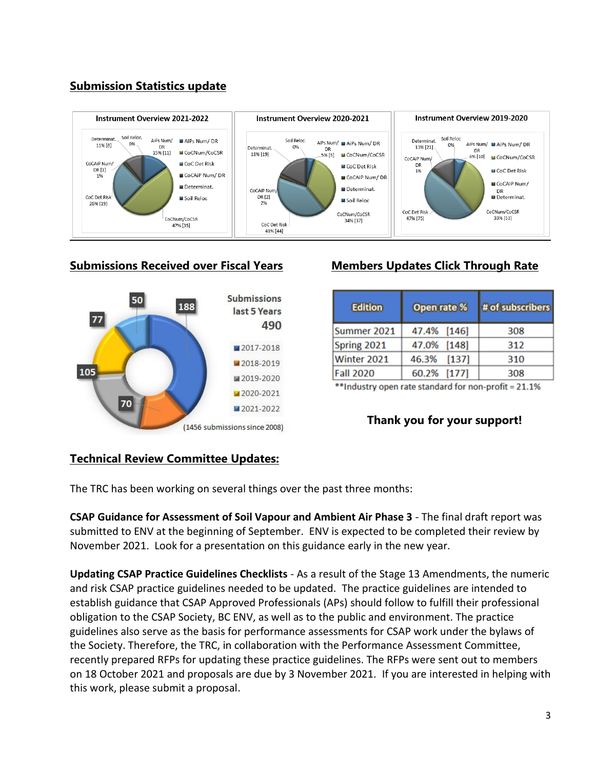## Submission Statistics update

## Submissions Received over Fiscal Years

## Members Updates Click Through Rate

| Edition | Open rate % | # of subscribers |
|---|---|---|
| Summer 2021 | 47.4% [146] | 308 |
| Spring 2021 | 47.0% [148] | 312 |
| Winter 2021 | 46.3% [137] | 310 |
| Fall 2020 | 60.2% [177] | 308 |

**Industry open rate standard for non-profit = 21.1%

**Thank you for your support!**

## Technical Review Committee Updates:

The TRC has been working on several things over the past three months:

**CSAP Guidance for Assessment of Soil Vapour and Ambient Air Phase 3** - The final draft report was submitted to ENV at the beginning of September. ENV is expected to be completed their review by November 2021. Look for a presentation on this guidance early in the new year.

**Updating CSAP Practice Guidelines Checklists** - As a result of the Stage 13 Amendments, the numeric and risk CSAP practice guidelines needed to be updated. The practice guidelines are intended to establish guidance that CSAP Approved Professionals (APs) should follow to fulfill their professional obligation to the CSAP Society, BC ENV, as well as to the public and environment. The practice guidelines also serve as the basis for performance assessments for CSAP work under the bylaws of the Society. Therefore, the TRC, in collaboration with the Performance Assessment Committee, recently prepared RFPs for updating these practice guidelines. The RFPs were sent out to members on 18 October 2021 and proposals are due by 3 November 2021. If you are interested in helping with this work, please submit a proposal.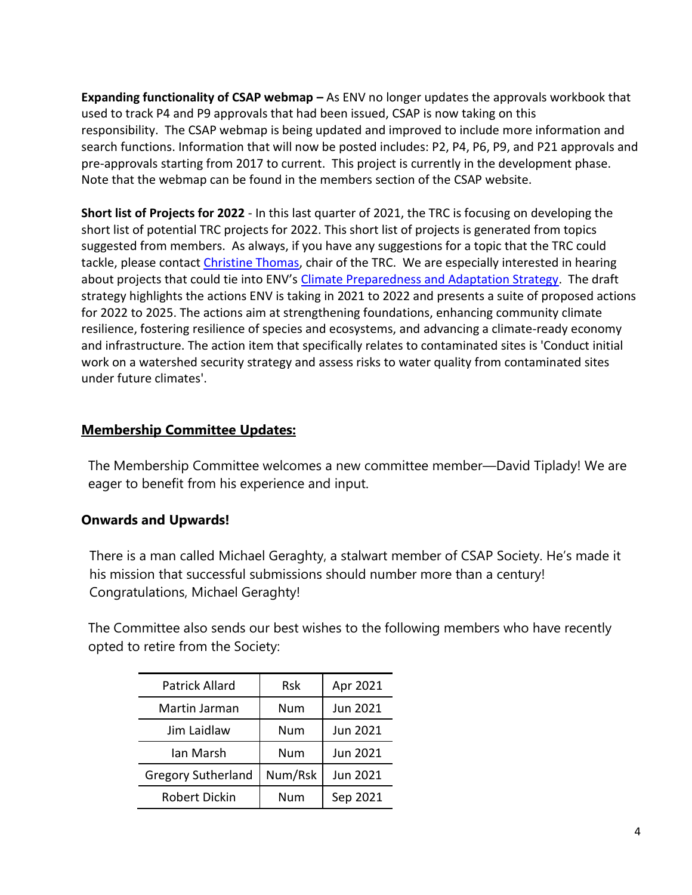**Expanding functionality of CSAP webmap –** As ENV no longer updates the approvals workbook that used to track P4 and P9 approvals that had been issued, CSAP is now taking on this responsibility. The CSAP webmap is being updated and improved to include more information and search functions. Information that will now be posted includes: P2, P4, P6, P9, and P21 approvals and pre-approvals starting from 2017 to current. This project is currently in the development phase. Note that the webmap can be found in the members section of the CSAP website.

**Short list of Projects for 2022** - In this last quarter of 2021, the TRC is focusing on developing the short list of potential TRC projects for 2022. This short list of projects is generated from topics suggested from members. As always, if you have any suggestions for a topic that the TRC could tackle, please contact Christine Thomas, chair of the TRC. We are especially interested in hearing about projects that could tie into ENV's Climate Preparedness and Adaptation Strategy. The draft strategy highlights the actions ENV is taking in 2021 to 2022 and presents a suite of proposed actions for 2022 to 2025. The actions aim at strengthening foundations, enhancing community climate resilience, fostering resilience of species and ecosystems, and advancing a climate-ready economy and infrastructure. The action item that specifically relates to contaminated sites is 'Conduct initial work on a watershed security strategy and assess risks to water quality from contaminated sites under future climates'.

## Membership Committee Updates:

The Membership Committee welcomes a new committee member—David Tiplady! We are eager to benefit from his experience and input.

### Onwards and Upwards!

There is a man called Michael Geraghty, a stalwart member of CSAP Society. He's made it his mission that successful submissions should number more than a century! Congratulations, Michael Geraghty!

The Committee also sends our best wishes to the following members who have recently opted to retire from the Society:

| | | |
|---|---|---|
| Patrick Allard | Rsk | Apr 2021 |
| Martin Jarman | Num | Jun 2021 |
| Jim Laidlaw | Num | Jun 2021 |
| Ian Marsh | Num | Jun 2021 |
| Gregory Sutherland | Num/Rsk | Jun 2021 |
| Robert Dickin | Num | Sep 2021 |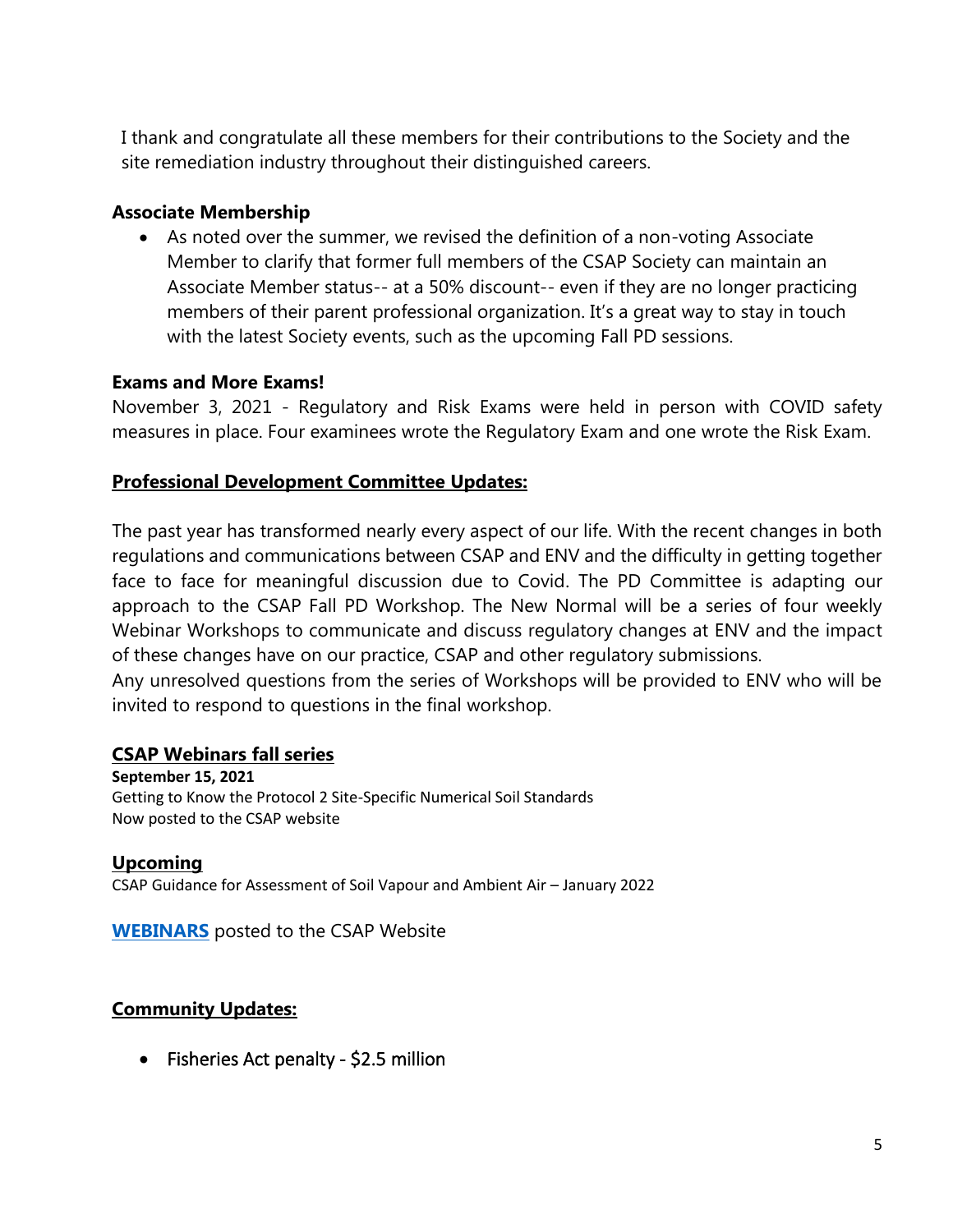I thank and congratulate all these members for their contributions to the Society and the site remediation industry throughout their distinguished careers.

**Associate Membership**

- As noted over the summer, we revised the definition of a non-voting Associate Member to clarify that former full members of the CSAP Society can maintain an Associate Member status-- at a 50% discount-- even if they are no longer practicing members of their parent professional organization. It's a great way to stay in touch with the latest Society events, such as the upcoming Fall PD sessions.

**Exams and More Exams!**

November 3, 2021 - Regulatory and Risk Exams were held in person with COVID safety measures in place. Four examinees wrote the Regulatory Exam and one wrote the Risk Exam.

**Professional Development Committee Updates:**

The past year has transformed nearly every aspect of our life. With the recent changes in both regulations and communications between CSAP and ENV and the difficulty in getting together face to face for meaningful discussion due to Covid. The PD Committee is adapting our approach to the CSAP Fall PD Workshop. The New Normal will be a series of four weekly Webinar Workshops to communicate and discuss regulatory changes at ENV and the impact of these changes have on our practice, CSAP and other regulatory submissions.
Any unresolved questions from the series of Workshops will be provided to ENV who will be invited to respond to questions in the final workshop.

**CSAP Webinars fall series**

**September 15, 2021**
Getting to Know the Protocol 2 Site-Specific Numerical Soil Standards
Now posted to the CSAP website

**Upcoming**

CSAP Guidance for Assessment of Soil Vapour and Ambient Air – January 2022

**WEBINARS** posted to the CSAP Website

**Community Updates:**

- Fisheries Act penalty - $2.5 million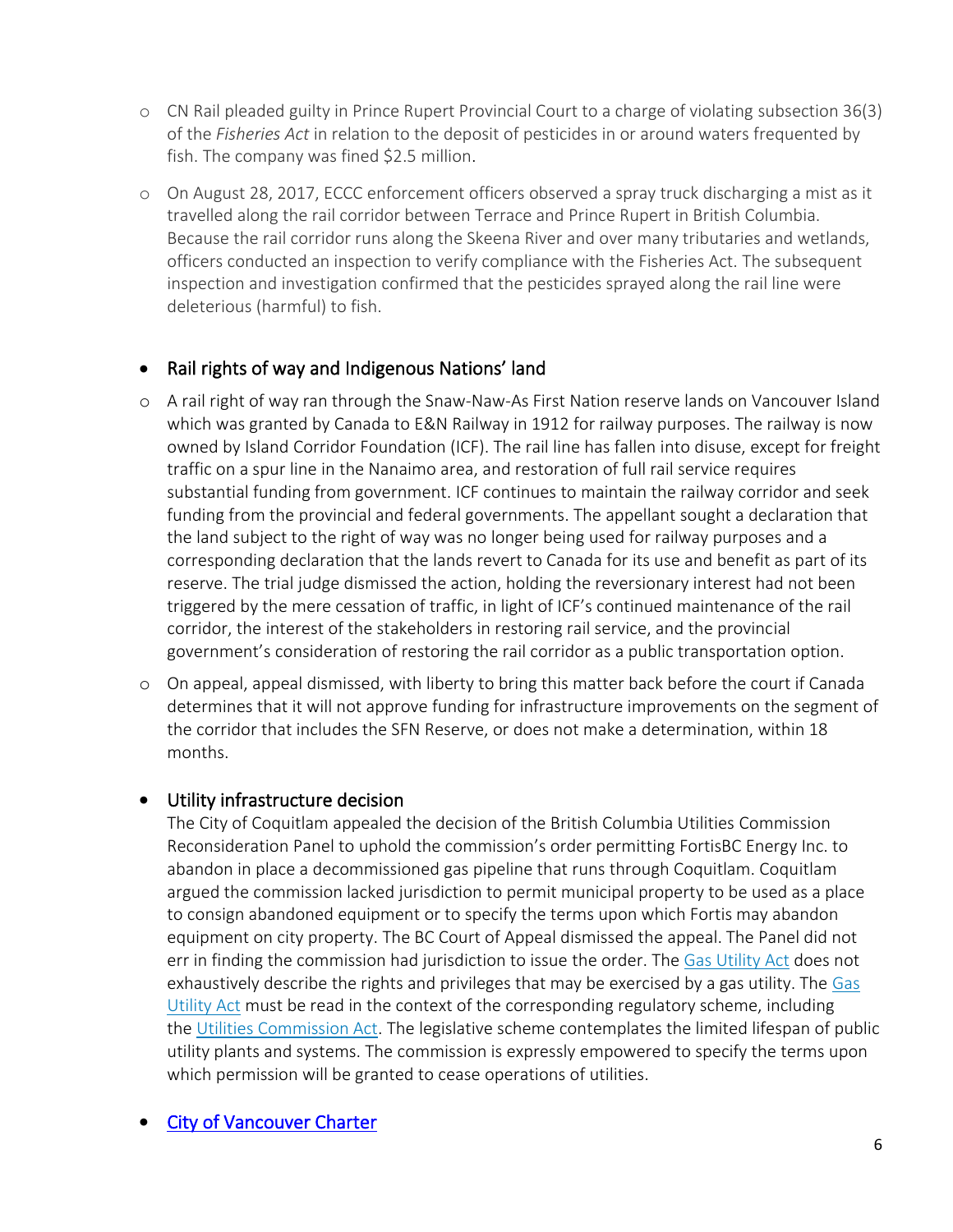- CN Rail pleaded guilty in Prince Rupert Provincial Court to a charge of violating subsection 36(3) of the *Fisheries Act* in relation to the deposit of pesticides in or around waters frequented by fish. The company was fined $2.5 million.
- On August 28, 2017, ECCC enforcement officers observed a spray truck discharging a mist as it travelled along the rail corridor between Terrace and Prince Rupert in British Columbia. Because the rail corridor runs along the Skeena River and over many tributaries and wetlands, officers conducted an inspection to verify compliance with the Fisheries Act. The subsequent inspection and investigation confirmed that the pesticides sprayed along the rail line were deleterious (harmful) to fish.

- Rail rights of way and Indigenous Nations' land
  - A rail right of way ran through the Snaw-Naw-As First Nation reserve lands on Vancouver Island which was granted by Canada to E&N Railway in 1912 for railway purposes. The railway is now owned by Island Corridor Foundation (ICF). The rail line has fallen into disuse, except for freight traffic on a spur line in the Nanaimo area, and restoration of full rail service requires substantial funding from government. ICF continues to maintain the railway corridor and seek funding from the provincial and federal governments. The appellant sought a declaration that the land subject to the right of way was no longer being used for railway purposes and a corresponding declaration that the lands revert to Canada for its use and benefit as part of its reserve. The trial judge dismissed the action, holding the reversionary interest had not been triggered by the mere cessation of traffic, in light of ICF's continued maintenance of the rail corridor, the interest of the stakeholders in restoring rail service, and the provincial government's consideration of restoring the rail corridor as a public transportation option.
  - On appeal, appeal dismissed, with liberty to bring this matter back before the court if Canada determines that it will not approve funding for infrastructure improvements on the segment of the corridor that includes the SFN Reserve, or does not make a determination, within 18 months.

- Utility infrastructure decision
  The City of Coquitlam appealed the decision of the British Columbia Utilities Commission Reconsideration Panel to uphold the commission's order permitting FortisBC Energy Inc. to abandon in place a decommissioned gas pipeline that runs through Coquitlam. Coquitlam argued the commission lacked jurisdiction to permit municipal property to be used as a place to consign abandoned equipment or to specify the terms upon which Fortis may abandon equipment on city property. The BC Court of Appeal dismissed the appeal. The Panel did not err in finding the commission had jurisdiction to issue the order. The Gas Utility Act does not exhaustively describe the rights and privileges that may be exercised by a gas utility. The Gas Utility Act must be read in the context of the corresponding regulatory scheme, including the Utilities Commission Act. The legislative scheme contemplates the limited lifespan of public utility plants and systems. The commission is expressly empowered to specify the terms upon which permission will be granted to cease operations of utilities.

- City of Vancouver Charter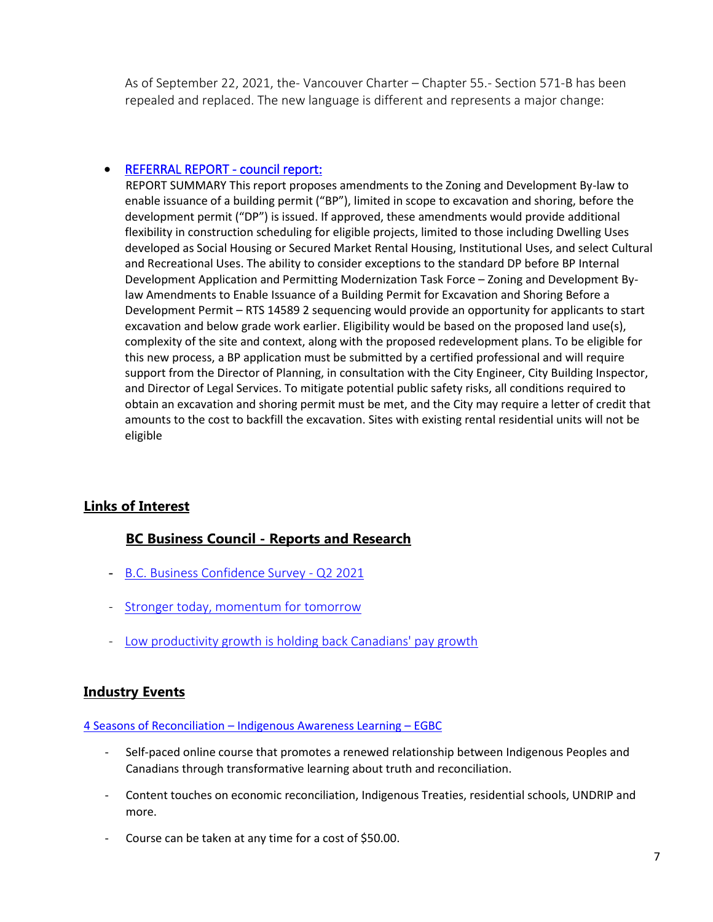As of September 22, 2021, the- Vancouver Charter – Chapter 55.- Section 571-B has been repealed and replaced. The new language is different and represents a major change:

- REFERRAL REPORT - council report:
  REPORT SUMMARY This report proposes amendments to the Zoning and Development By-law to enable issuance of a building permit ("BP"), limited in scope to excavation and shoring, before the development permit ("DP") is issued. If approved, these amendments would provide additional flexibility in construction scheduling for eligible projects, limited to those including Dwelling Uses developed as Social Housing or Secured Market Rental Housing, Institutional Uses, and select Cultural and Recreational Uses. The ability to consider exceptions to the standard DP before BP Internal Development Application and Permitting Modernization Task Force – Zoning and Development By-law Amendments to Enable Issuance of a Building Permit for Excavation and Shoring Before a Development Permit – RTS 14589 2 sequencing would provide an opportunity for applicants to start excavation and below grade work earlier. Eligibility would be based on the proposed land use(s), complexity of the site and context, along with the proposed redevelopment plans. To be eligible for this new process, a BP application must be submitted by a certified professional and will require support from the Director of Planning, in consultation with the City Engineer, City Building Inspector, and Director of Legal Services. To mitigate potential public safety risks, all conditions required to obtain an excavation and shoring permit must be met, and the City may require a letter of credit that amounts to the cost to backfill the excavation. Sites with existing rental residential units will not be eligible

## Links of Interest

### BC Business Council - Reports and Research

- B.C. Business Confidence Survey - Q2 2021
- Stronger today, momentum for tomorrow
- Low productivity growth is holding back Canadians' pay growth

## Industry Events

4 Seasons of Reconciliation – Indigenous Awareness Learning – EGBC

- Self-paced online course that promotes a renewed relationship between Indigenous Peoples and Canadians through transformative learning about truth and reconciliation.
- Content touches on economic reconciliation, Indigenous Treaties, residential schools, UNDRIP and more.
- Course can be taken at any time for a cost of $50.00.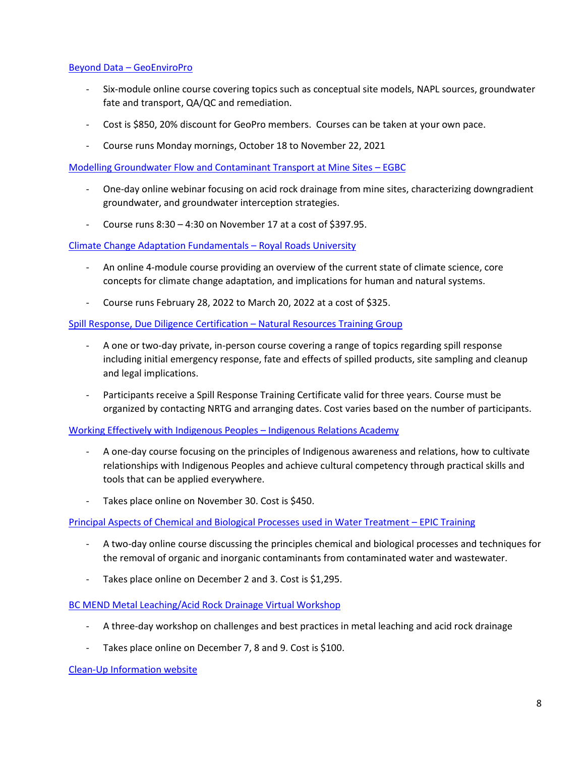Beyond Data – GeoEnviroPro

- Six-module online course covering topics such as conceptual site models, NAPL sources, groundwater fate and transport, QA/QC and remediation.
- Cost is $850, 20% discount for GeoPro members. Courses can be taken at your own pace.
- Course runs Monday mornings, October 18 to November 22, 2021

Modelling Groundwater Flow and Contaminant Transport at Mine Sites – EGBC

- One-day online webinar focusing on acid rock drainage from mine sites, characterizing downgradient groundwater, and groundwater interception strategies.
- Course runs 8:30 – 4:30 on November 17 at a cost of $397.95.

Climate Change Adaptation Fundamentals – Royal Roads University

- An online 4-module course providing an overview of the current state of climate science, core concepts for climate change adaptation, and implications for human and natural systems.
- Course runs February 28, 2022 to March 20, 2022 at a cost of $325.

Spill Response, Due Diligence Certification – Natural Resources Training Group

- A one or two-day private, in-person course covering a range of topics regarding spill response including initial emergency response, fate and effects of spilled products, site sampling and cleanup and legal implications.
- Participants receive a Spill Response Training Certificate valid for three years. Course must be organized by contacting NRTG and arranging dates. Cost varies based on the number of participants.

Working Effectively with Indigenous Peoples – Indigenous Relations Academy

- A one-day course focusing on the principles of Indigenous awareness and relations, how to cultivate relationships with Indigenous Peoples and achieve cultural competency through practical skills and tools that can be applied everywhere.
- Takes place online on November 30. Cost is $450.

Principal Aspects of Chemical and Biological Processes used in Water Treatment – EPIC Training

- A two-day online course discussing the principles chemical and biological processes and techniques for the removal of organic and inorganic contaminants from contaminated water and wastewater.
- Takes place online on December 2 and 3. Cost is $1,295.

BC MEND Metal Leaching/Acid Rock Drainage Virtual Workshop

- A three-day workshop on challenges and best practices in metal leaching and acid rock drainage
- Takes place online on December 7, 8 and 9. Cost is $100.

Clean-Up Information website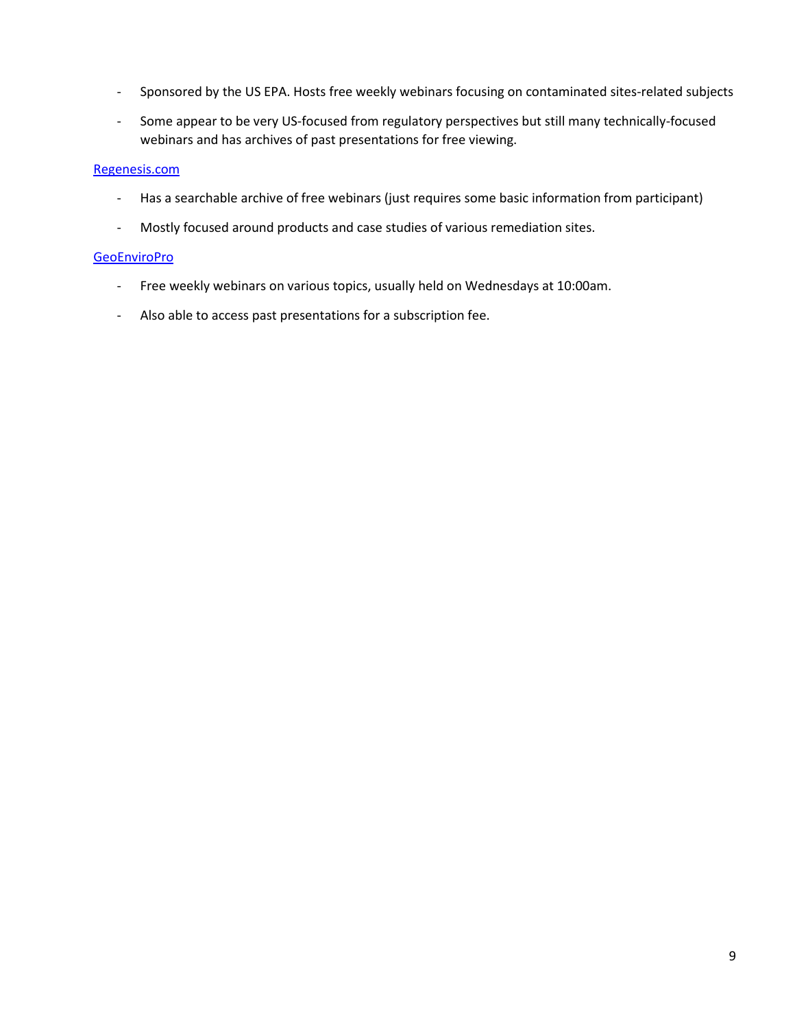- Sponsored by the US EPA. Hosts free weekly webinars focusing on contaminated sites-related subjects
- Some appear to be very US-focused from regulatory perspectives but still many technically-focused webinars and has archives of past presentations for free viewing.

Regenesis.com

- Has a searchable archive of free webinars (just requires some basic information from participant)
- Mostly focused around products and case studies of various remediation sites.

GeoEnviroPro

- Free weekly webinars on various topics, usually held on Wednesdays at 10:00am.
- Also able to access past presentations for a subscription fee.